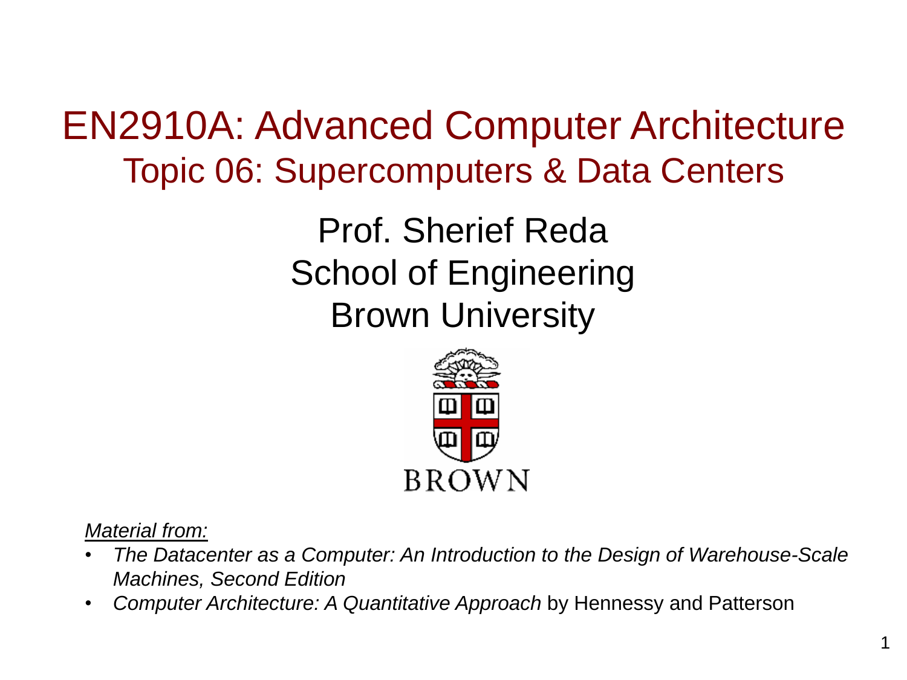# EN2910A: Advanced Computer Architecture

## Topic 06: Supercomputers & Data Centers

Prof. Sherief Reda
School of Engineering
Brown University

BROWN

*Material from:*

- *The Datacenter as a Computer: An Introduction to the Design of Warehouse-Scale Machines, Second Edition*
- *Computer Architecture: A Quantitative Approach* by Hennessy and Patterson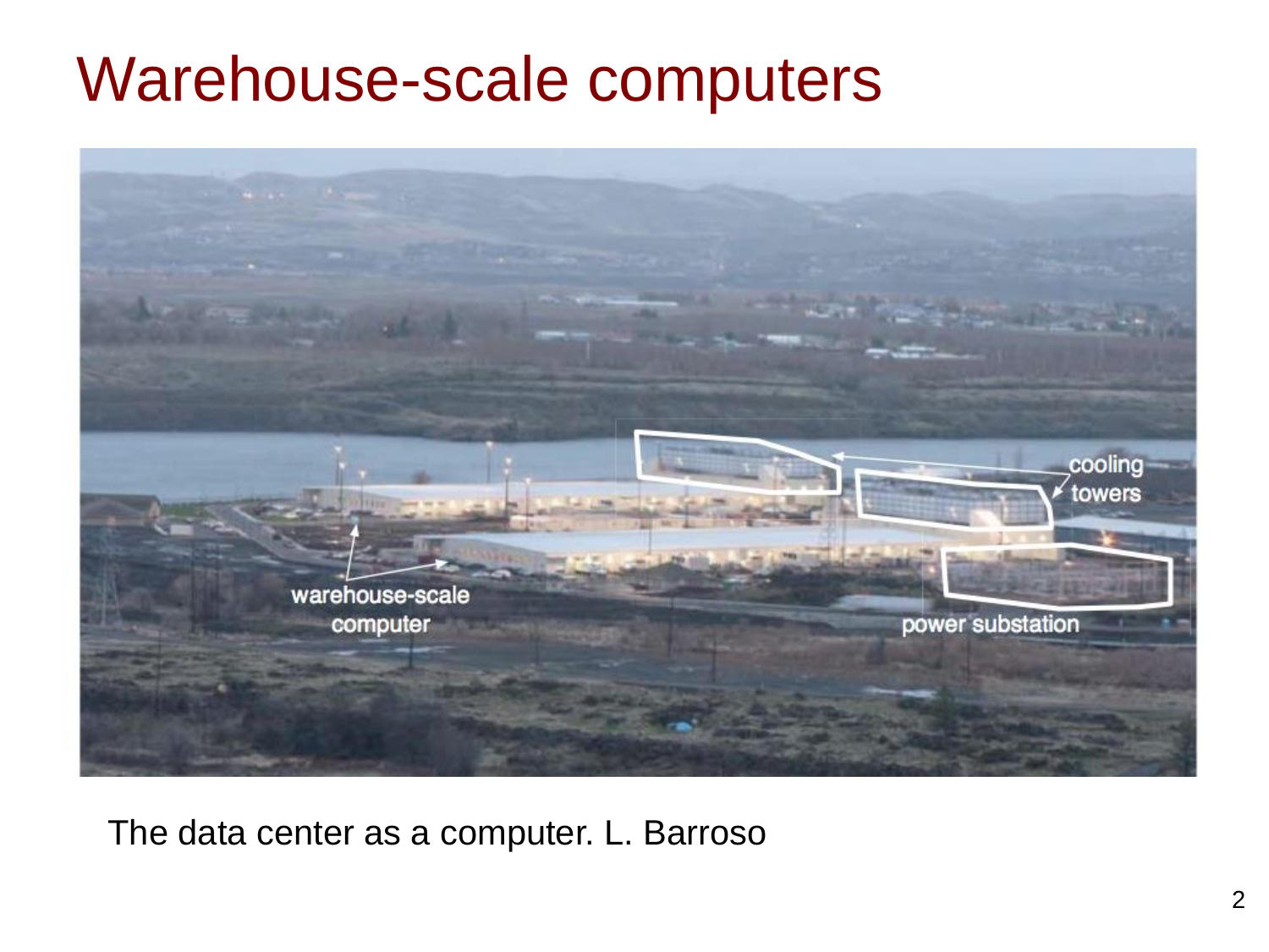# Warehouse-scale computers

The data center as a computer. L. Barroso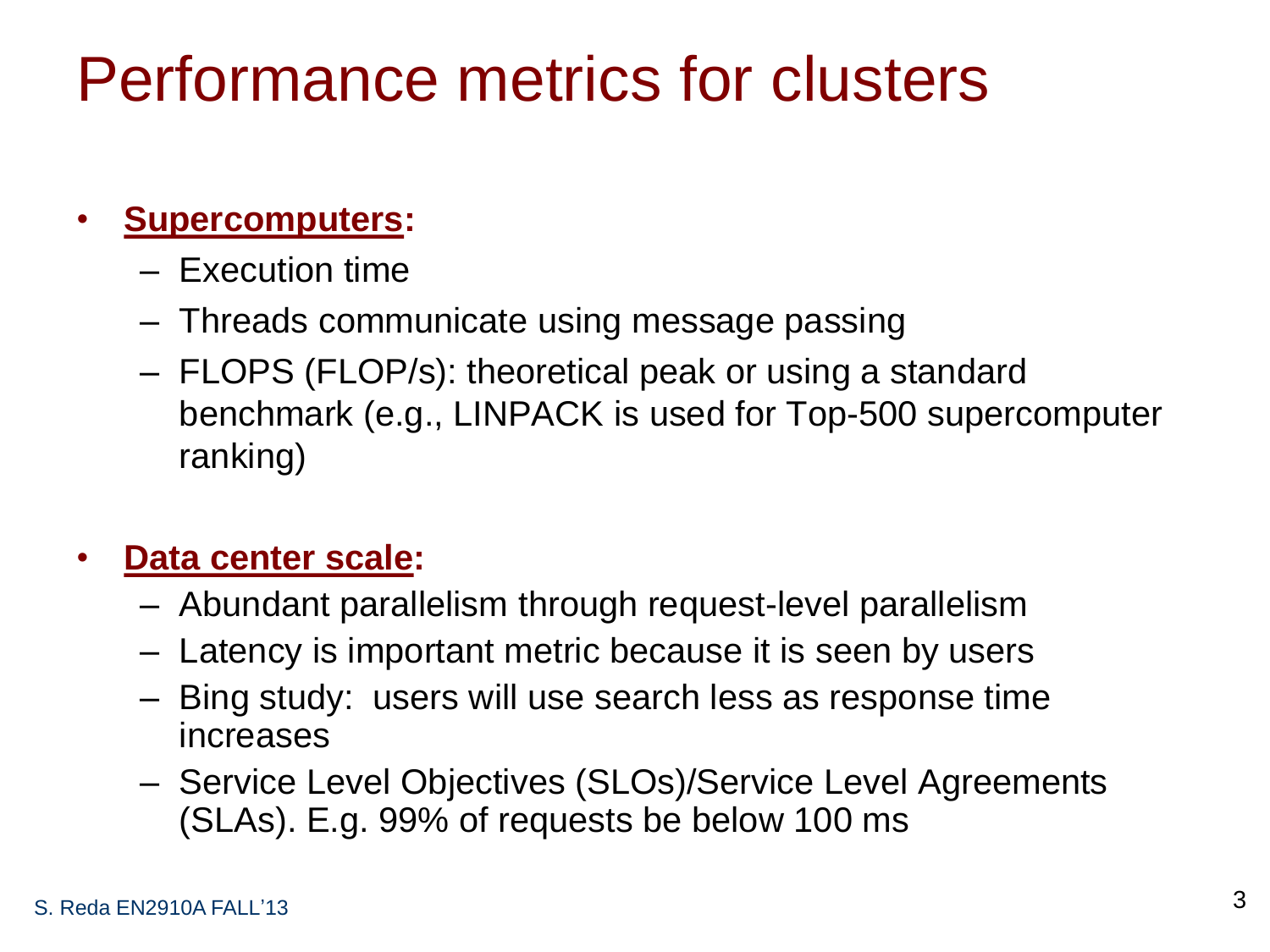# Performance metrics for clusters

- **Supercomputers:**
  - Execution time
  - Threads communicate using message passing
  - FLOPS (FLOP/s): theoretical peak or using a standard benchmark (e.g., LINPACK is used for Top-500 supercomputer ranking)

- **Data center scale:**
  - Abundant parallelism through request-level parallelism
  - Latency is important metric because it is seen by users
  - Bing study: users will use search less as response time increases
  - Service Level Objectives (SLOs)/Service Level Agreements (SLAs). E.g. 99% of requests be below 100 ms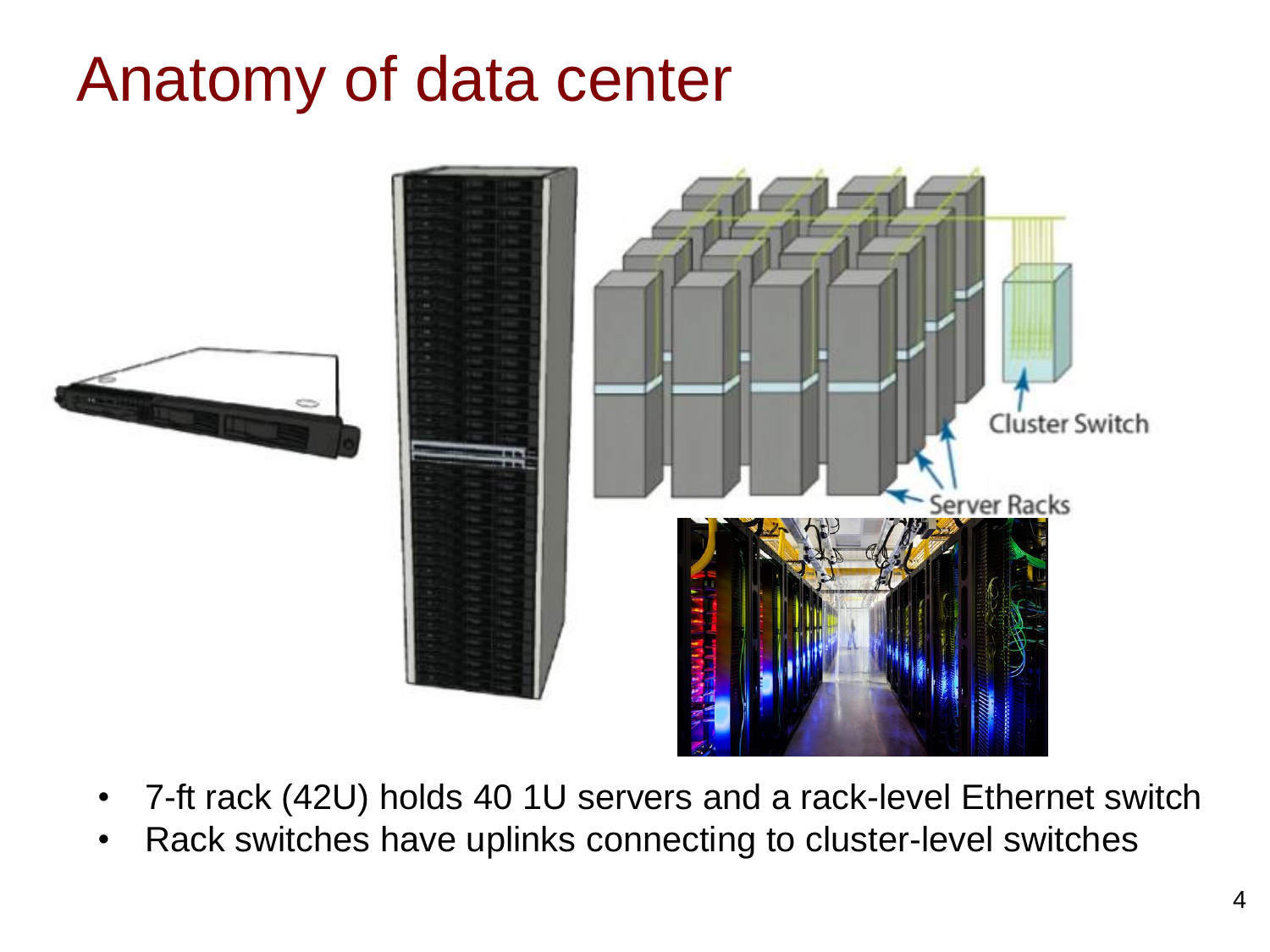# Anatomy of data center

- 7-ft rack (42U) holds 40 1U servers and a rack-level Ethernet switch
- Rack switches have uplinks connecting to cluster-level switches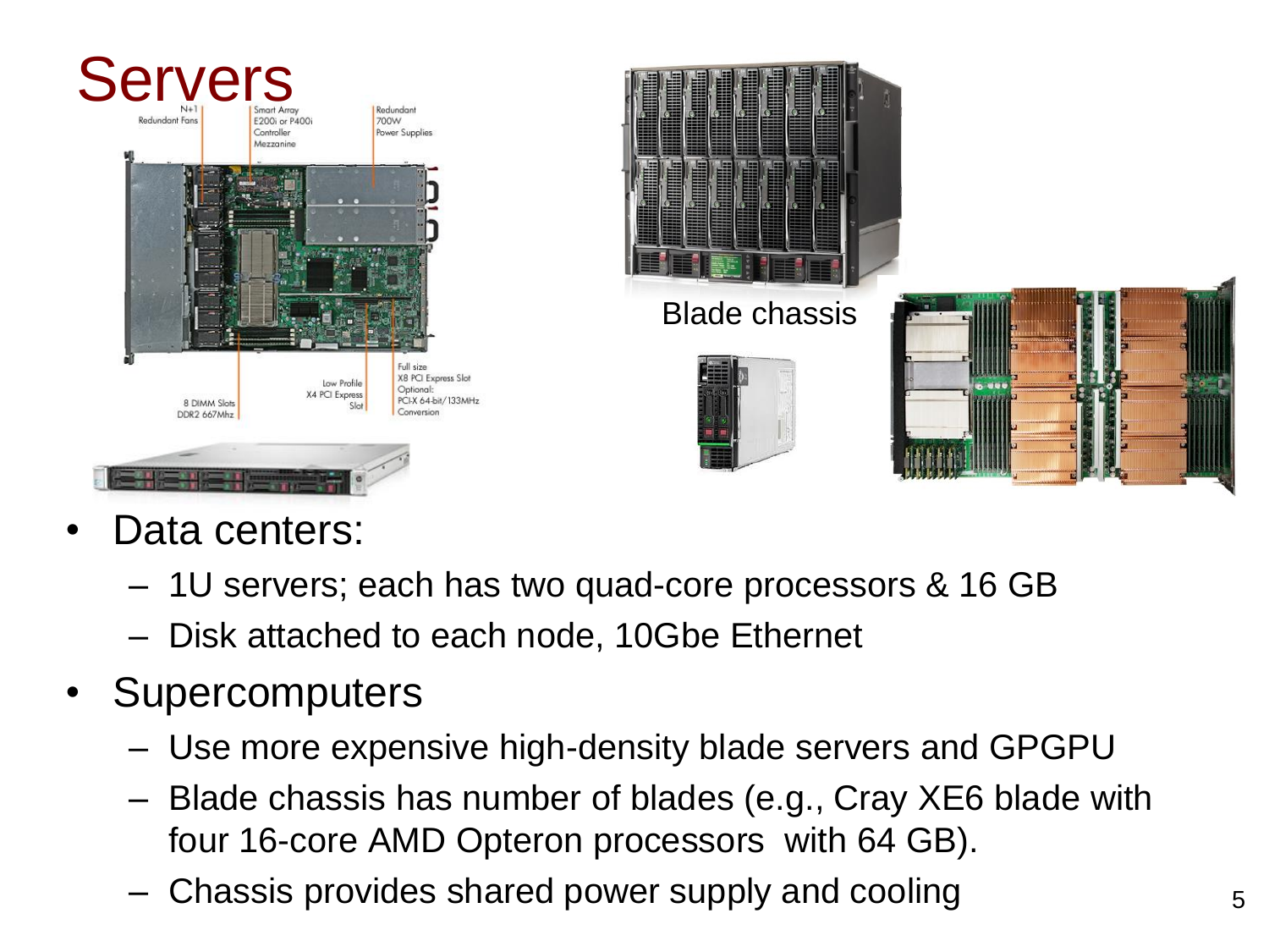# Servers

Blade chassis

- Data centers:
  - 1U servers; each has two quad-core processors & 16 GB
  - Disk attached to each node, 10Gbe Ethernet
- Supercomputers
  - Use more expensive high-density blade servers and GPGPU
  - Blade chassis has number of blades (e.g., Cray XE6 blade with four 16-core AMD Opteron processors with 64 GB).
  - Chassis provides shared power supply and cooling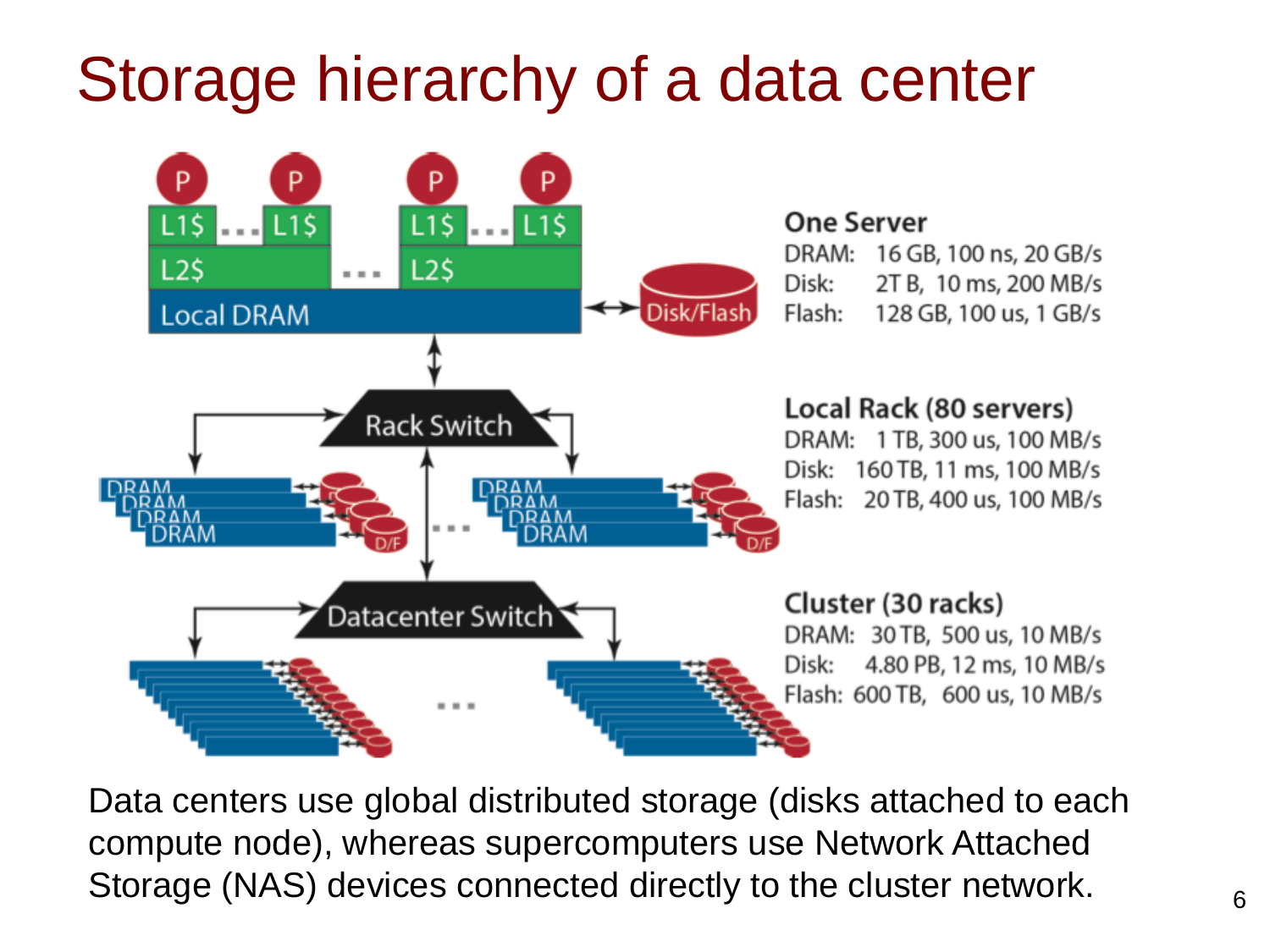# Storage hierarchy of a data center

**One Server**

DRAM: 16 GB, 100 ns, 20 GB/s
Disk: 2T B, 10 ms, 200 MB/s
Flash: 128 GB, 100 us, 1 GB/s

**Local Rack (80 servers)**

DRAM: 1 TB, 300 us, 100 MB/s
Disk: 160 TB, 11 ms, 100 MB/s
Flash: 20 TB, 400 us, 100 MB/s

**Cluster (30 racks)**

DRAM: 30 TB, 500 us, 10 MB/s
Disk: 4.80 PB, 12 ms, 10 MB/s
Flash: 600 TB, 600 us, 10 MB/s

Data centers use global distributed storage (disks attached to each compute node), whereas supercomputers use Network Attached Storage (NAS) devices connected directly to the cluster network.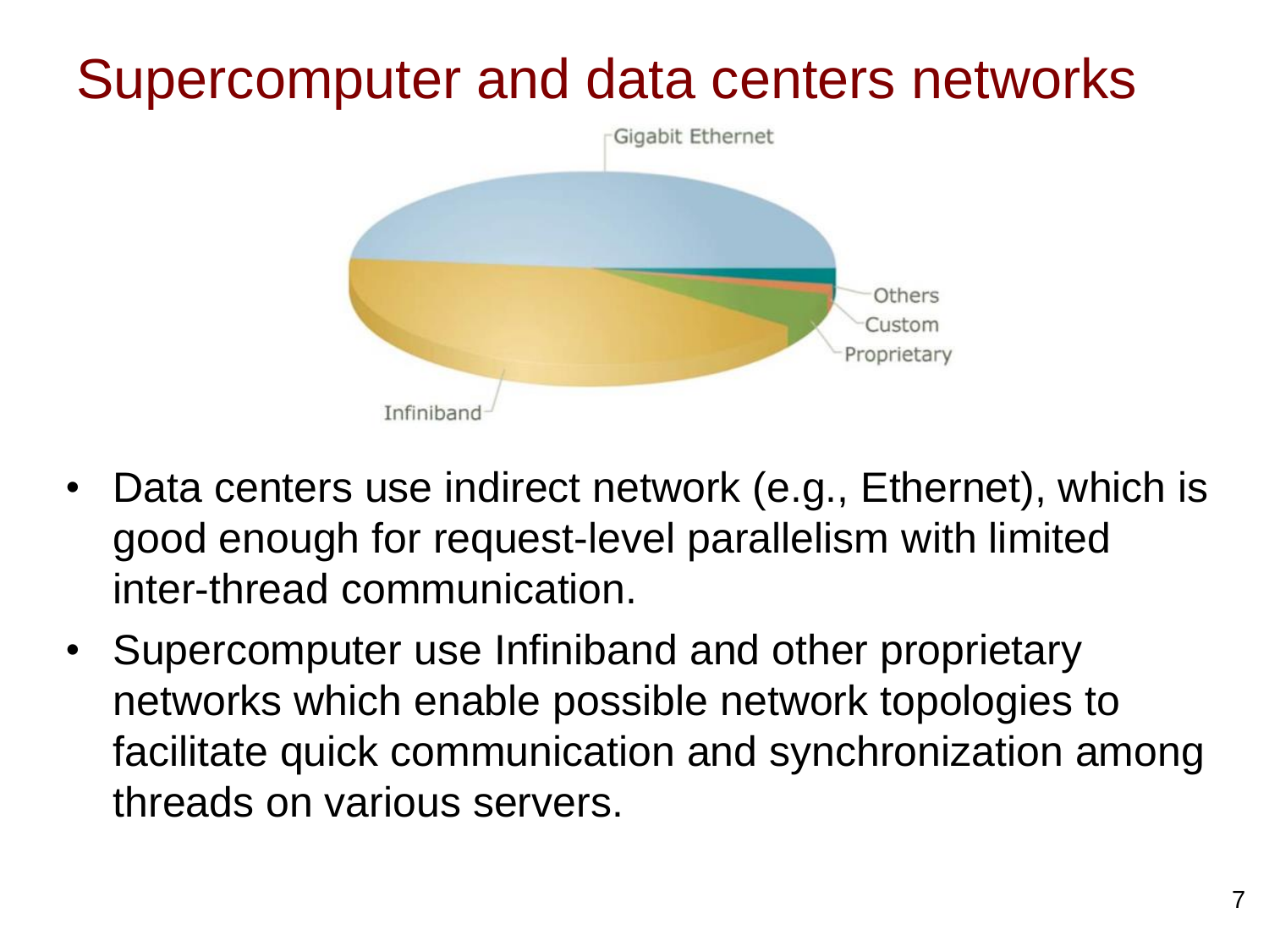# Supercomputer and data centers networks

- Data centers use indirect network (e.g., Ethernet), which is good enough for request-level parallelism with limited inter-thread communication.
- Supercomputer use Infiniband and other proprietary networks which enable possible network topologies to facilitate quick communication and synchronization among threads on various servers.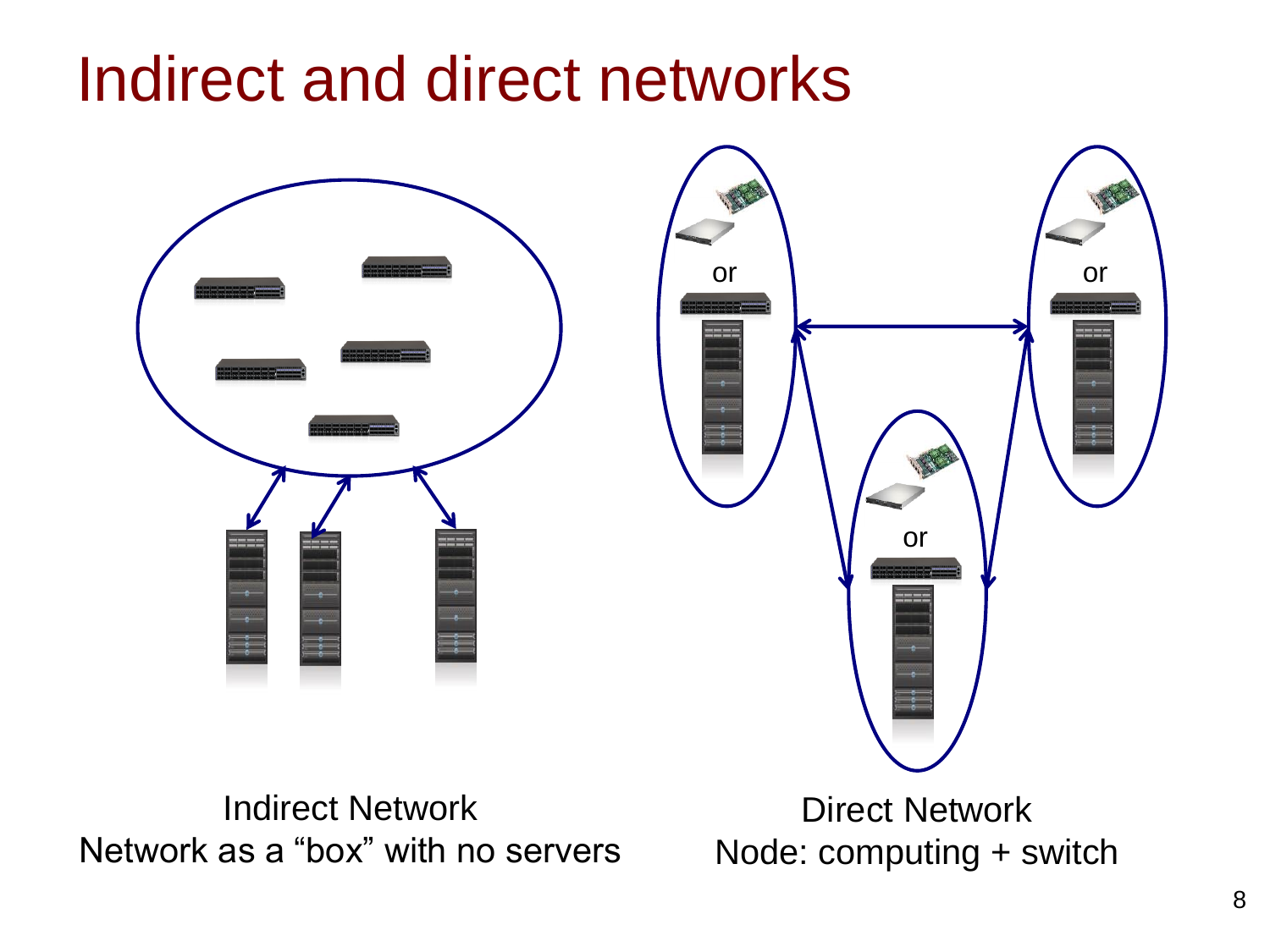# Indirect and direct networks

or

or

or

Indirect Network
Network as a “box” with no servers

Direct Network
Node: computing + switch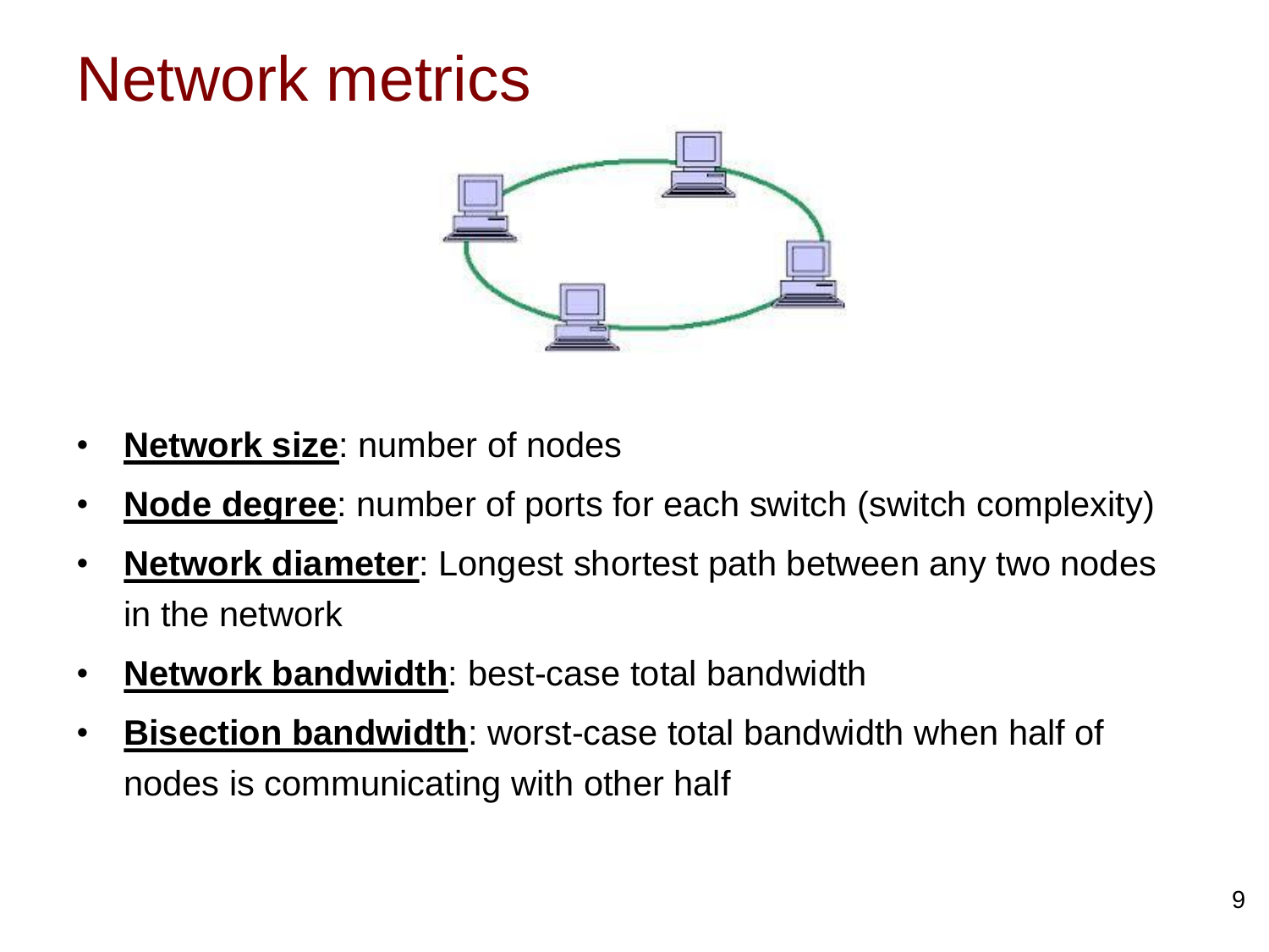# Network metrics

- **Network size**: number of nodes
- **Node degree**: number of ports for each switch (switch complexity)
- **Network diameter**: Longest shortest path between any two nodes in the network
- **Network bandwidth**: best-case total bandwidth
- **Bisection bandwidth**: worst-case total bandwidth when half of nodes is communicating with other half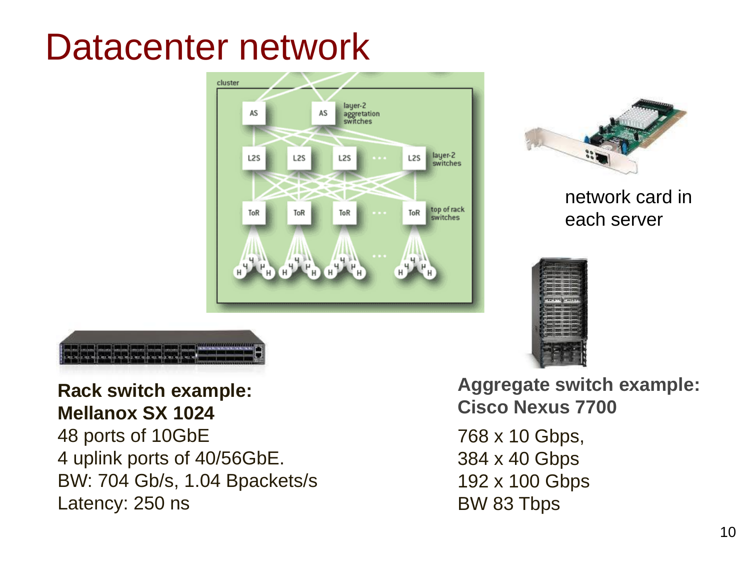# Datacenter network

network card in each server

**Rack switch example: Mellanox SX 1024**

48 ports of 10GbE
4 uplink ports of 40/56GbE.
BW: 704 Gb/s, 1.04 Bpackets/s
Latency: 250 ns

**Aggregate switch example: Cisco Nexus 7700**

768 x 10 Gbps,
384 x 40 Gbps
192 x 100 Gbps
BW 83 Tbps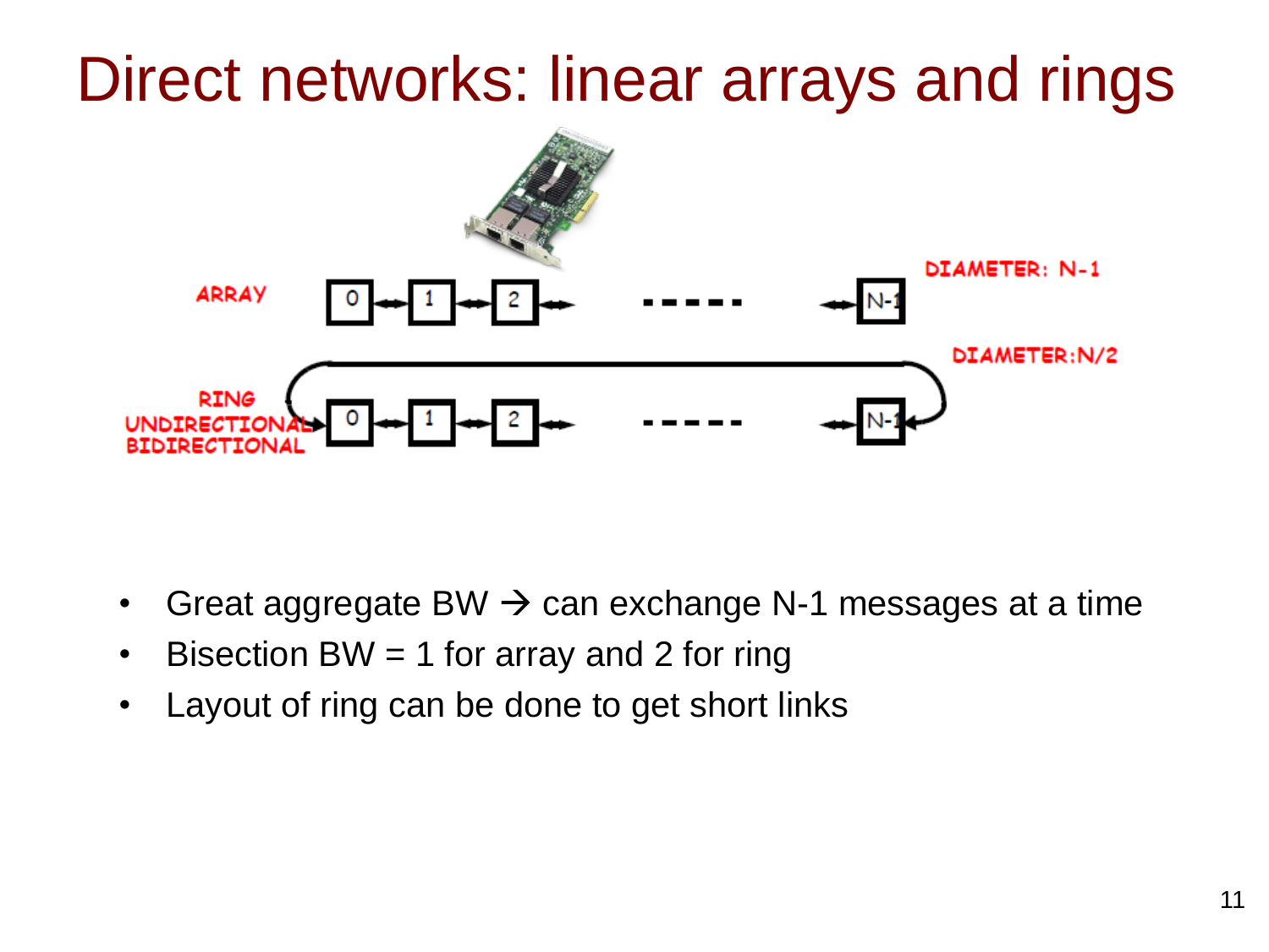# Direct networks: linear arrays and rings

ARRAY

DIAMETER: N-1

DIAMETER:N/2

RING
UNDIRECTIONAL
BIDIRECTIONAL

- Great aggregate BW → can exchange N-1 messages at a time
- Bisection BW = 1 for array and 2 for ring
- Layout of ring can be done to get short links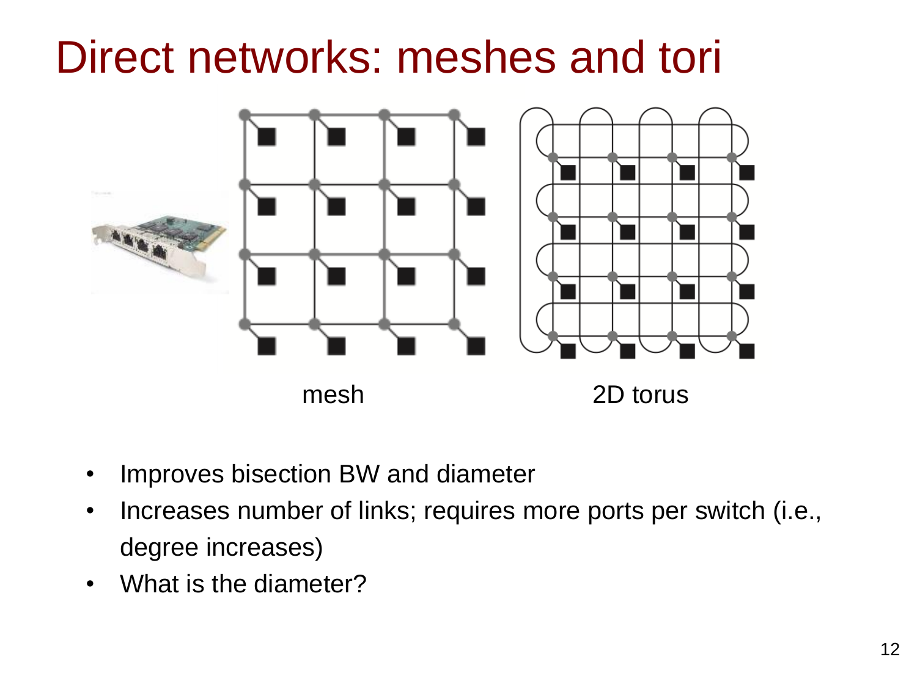# Direct networks: meshes and tori

mesh

2D torus

- Improves bisection BW and diameter
- Increases number of links; requires more ports per switch (i.e., degree increases)
- What is the diameter?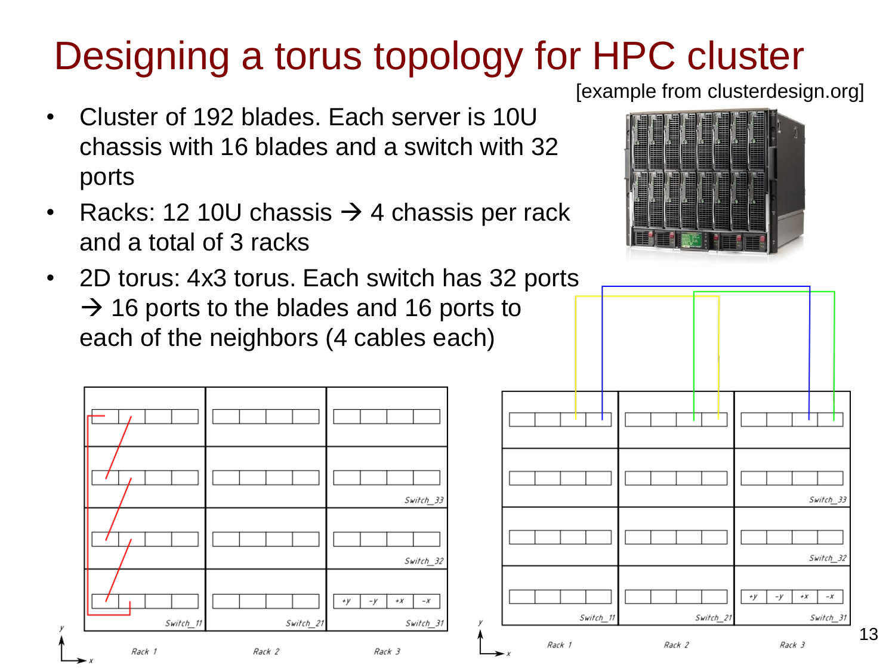# Designing a torus topology for HPC cluster

[example from clusterdesign.org]

- Cluster of 192 blades. Each server is 10U chassis with 16 blades and a switch with 32 ports
- Racks: 12 10U chassis → 4 chassis per rack and a total of 3 racks
- 2D torus: 4x3 torus. Each switch has 32 ports → 16 ports to the blades and 16 ports to each of the neighbors (4 cables each)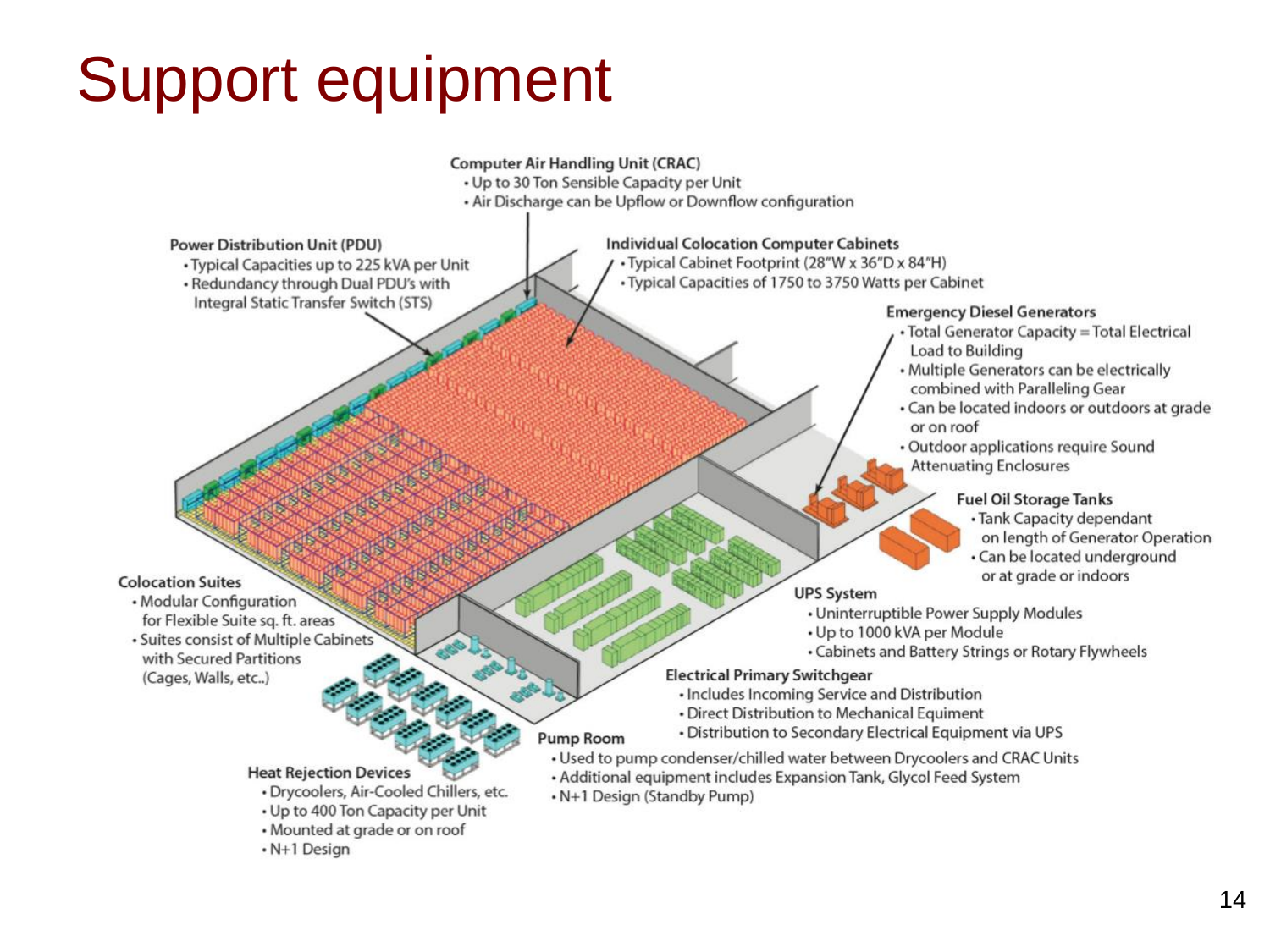# Support equipment

**Computer Air Handling Unit (CRAC)**
- Up to 30 Ton Sensible Capacity per Unit
- Air Discharge can be Upflow or Downflow configuration

**Power Distribution Unit (PDU)**
- Typical Capacities up to 225 kVA per Unit
- Redundancy through Dual PDU's with Integral Static Transfer Switch (STS)

**Individual Colocation Computer Cabinets**
- Typical Cabinet Footprint (28"W x 36"D x 84"H)
- Typical Capacities of 1750 to 3750 Watts per Cabinet

**Emergency Diesel Generators**
- Total Generator Capacity = Total Electrical Load to Building
- Multiple Generators can be electrically combined with Paralleling Gear
- Can be located indoors or outdoors at grade or on roof
- Outdoor applications require Sound Attenuating Enclosures

**Fuel Oil Storage Tanks**
- Tank Capacity dependant on length of Generator Operation
- Can be located underground or at grade or indoors

**Colocation Suites**
- Modular Configuration for Flexible Suite sq. ft. areas
- Suites consist of Multiple Cabinets with Secured Partitions (Cages, Walls, etc..)

**UPS System**
- Uninterruptible Power Supply Modules
- Up to 1000 kVA per Module
- Cabinets and Battery Strings or Rotary Flywheels

**Electrical Primary Switchgear**
- Includes Incoming Service and Distribution
- Direct Distribution to Mechanical Equipment
- Distribution to Secondary Electrical Equipment via UPS

**Pump Room**
- Used to pump condenser/chilled water between Drycoolers and CRAC Units
- Additional equipment includes Expansion Tank, Glycol Feed System
- N+1 Design (Standby Pump)

**Heat Rejection Devices**
- Drycoolers, Air-Cooled Chillers, etc.
- Up to 400 Ton Capacity per Unit
- Mounted at grade or on roof
- N+1 Design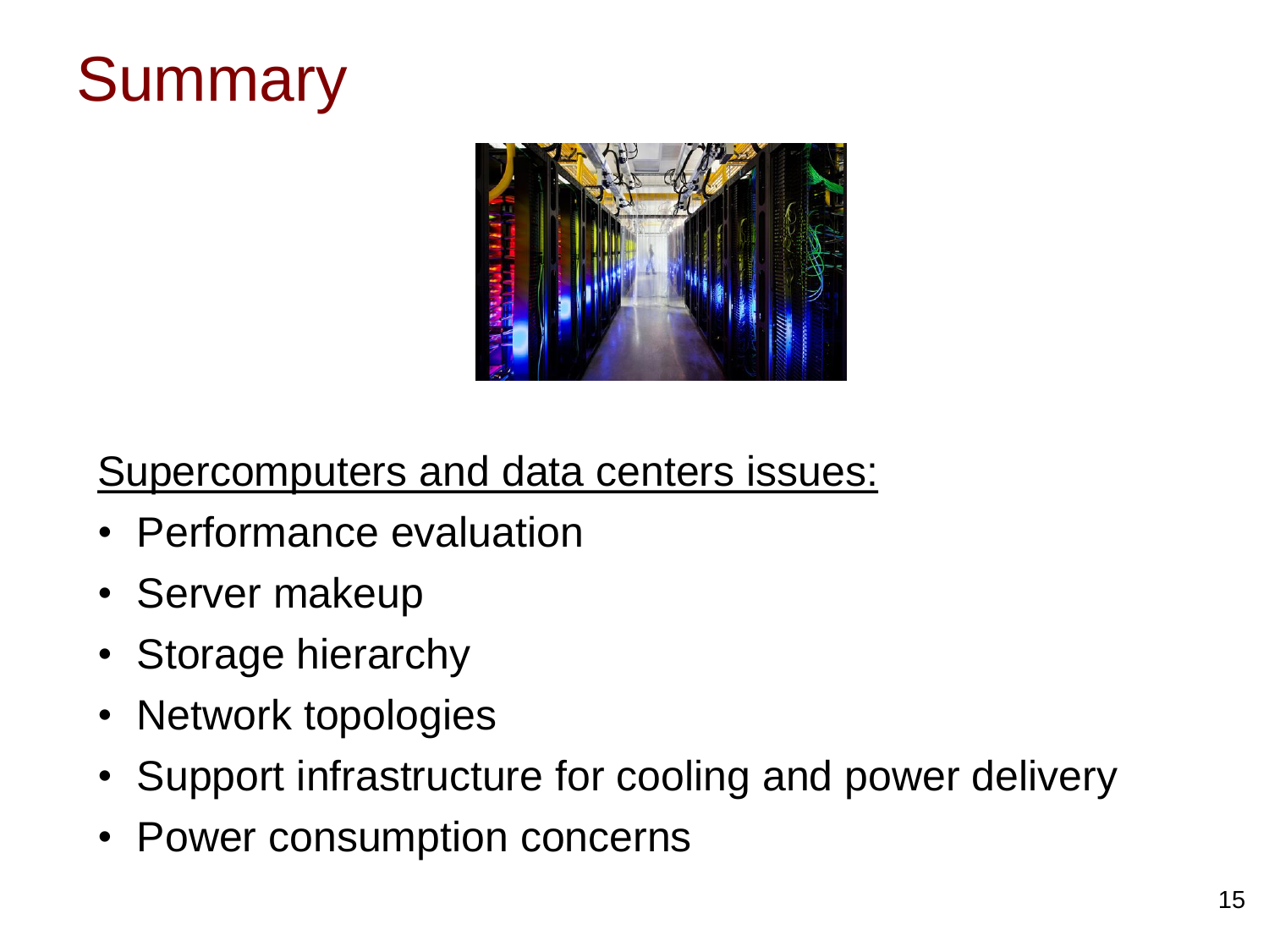# Summary

Supercomputers and data centers issues:

- Performance evaluation
- Server makeup
- Storage hierarchy
- Network topologies
- Support infrastructure for cooling and power delivery
- Power consumption concerns